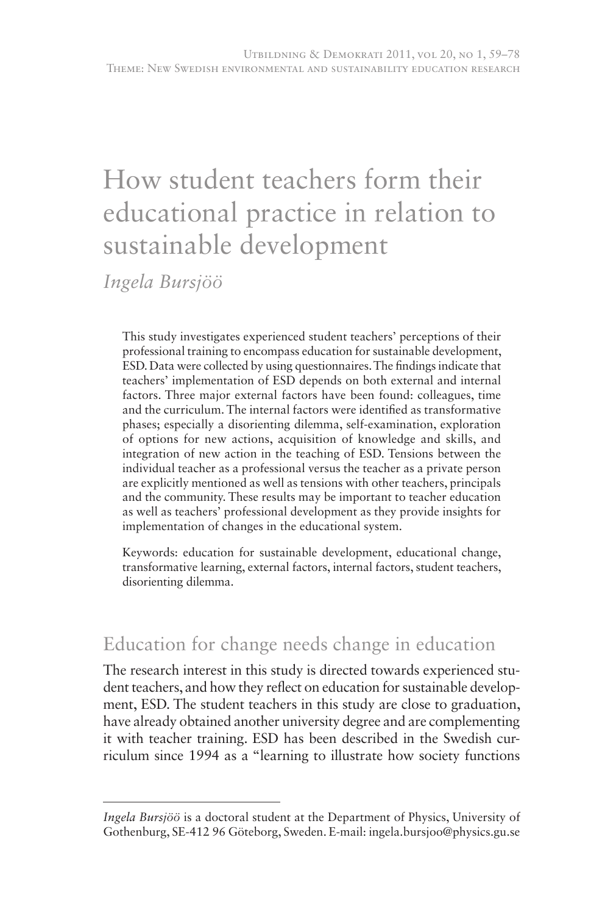# How student teachers form their educational practice in relation to sustainable development

*Ingela Bursjöö*

This study investigates experienced student teachers' perceptions of their professional training to encompass education for sustainable development, ESD. Data were collected by using questionnaires. The findings indicate that teachers' implementation of ESD depends on both external and internal factors. Three major external factors have been found: colleagues, time and the curriculum. The internal factors were identified as transformative phases; especially a disorienting dilemma, self-examination, exploration of options for new actions, acquisition of knowledge and skills, and integration of new action in the teaching of ESD. Tensions between the individual teacher as a professional versus the teacher as a private person are explicitly mentioned as well as tensions with other teachers, principals and the community. These results may be important to teacher education as well as teachers' professional development as they provide insights for implementation of changes in the educational system.

Keywords: education for sustainable development, educational change, transformative learning, external factors, internal factors, student teachers, disorienting dilemma.

## Education for change needs change in education

The research interest in this study is directed towards experienced student teachers, and how they reflect on education for sustainable development, ESD. The student teachers in this study are close to graduation, have already obtained another university degree and are complementing it with teacher training. ESD has been described in the Swedish curriculum since 1994 as a "learning to illustrate how society functions

---

*Ingela Bursjöö* is a doctoral student at the Department of Physics, University of Gothenburg, SE-412 96 Göteborg, Sweden. E-mail: ingela.bursjoo@physics.gu.se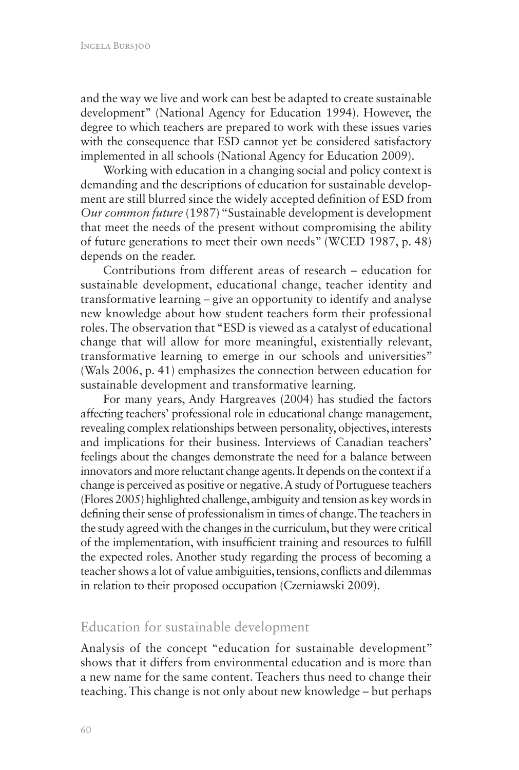and the way we live and work can best be adapted to create sustainable development" (National Agency for Education 1994). However, the degree to which teachers are prepared to work with these issues varies with the consequence that ESD cannot yet be considered satisfactory implemented in all schools (National Agency for Education 2009).

Working with education in a changing social and policy context is demanding and the descriptions of education for sustainable development are still blurred since the widely accepted definition of ESD from *Our common future* (1987) "Sustainable development is development that meet the needs of the present without compromising the ability of future generations to meet their own needs" (WCED 1987, p. 48) depends on the reader.

Contributions from different areas of research – education for sustainable development, educational change, teacher identity and transformative learning – give an opportunity to identify and analyse new knowledge about how student teachers form their professional roles. The observation that "ESD is viewed as a catalyst of educational change that will allow for more meaningful, existentially relevant, transformative learning to emerge in our schools and universities" (Wals 2006, p. 41) emphasizes the connection between education for sustainable development and transformative learning.

For many years, Andy Hargreaves (2004) has studied the factors affecting teachers' professional role in educational change management, revealing complex relationships between personality, objectives, interests and implications for their business. Interviews of Canadian teachers' feelings about the changes demonstrate the need for a balance between innovators and more reluctant change agents. It depends on the context if a change is perceived as positive or negative. A study of Portuguese teachers (Flores 2005) highlighted challenge, ambiguity and tension as key words in defining their sense of professionalism in times of change. The teachers in the study agreed with the changes in the curriculum, but they were critical of the implementation, with insufficient training and resources to fulfill the expected roles. Another study regarding the process of becoming a teacher shows a lot of value ambiguities, tensions, conflicts and dilemmas in relation to their proposed occupation (Czerniawski 2009).

## Education for sustainable development

Analysis of the concept "education for sustainable development" shows that it differs from environmental education and is more than a new name for the same content. Teachers thus need to change their teaching. This change is not only about new knowledge – but perhaps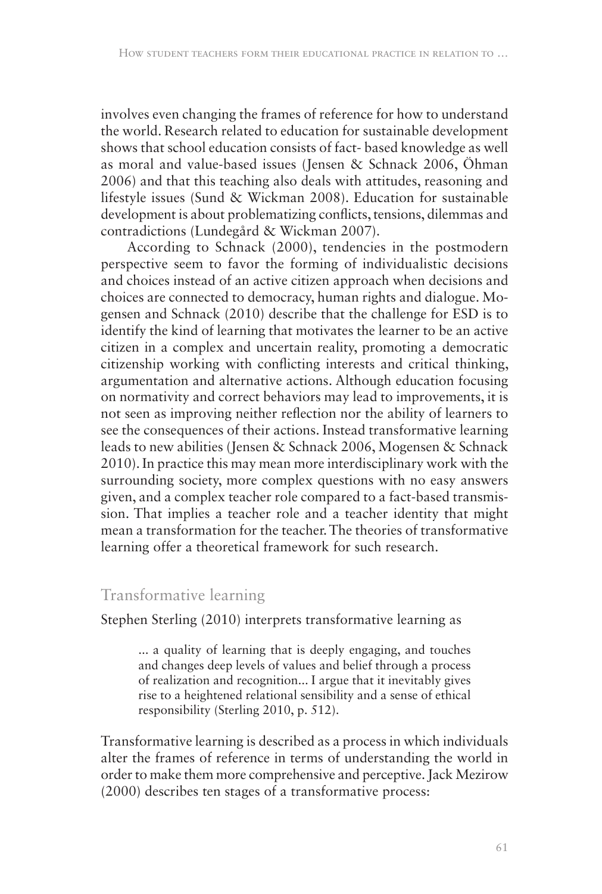involves even changing the frames of reference for how to understand the world. Research related to education for sustainable development shows that school education consists of fact- based knowledge as well as moral and value-based issues (Jensen & Schnack 2006, Öhman 2006) and that this teaching also deals with attitudes, reasoning and lifestyle issues (Sund & Wickman 2008). Education for sustainable development is about problematizing conflicts, tensions, dilemmas and contradictions (Lundegård & Wickman 2007).

According to Schnack (2000), tendencies in the postmodern perspective seem to favor the forming of individualistic decisions and choices instead of an active citizen approach when decisions and choices are connected to democracy, human rights and dialogue. Mogensen and Schnack (2010) describe that the challenge for ESD is to identify the kind of learning that motivates the learner to be an active citizen in a complex and uncertain reality, promoting a democratic citizenship working with conflicting interests and critical thinking, argumentation and alternative actions. Although education focusing on normativity and correct behaviors may lead to improvements, it is not seen as improving neither reflection nor the ability of learners to see the consequences of their actions. Instead transformative learning leads to new abilities (Jensen & Schnack 2006, Mogensen & Schnack 2010). In practice this may mean more interdisciplinary work with the surrounding society, more complex questions with no easy answers given, and a complex teacher role compared to a fact-based transmission. That implies a teacher role and a teacher identity that might mean a transformation for the teacher. The theories of transformative learning offer a theoretical framework for such research.

## Transformative learning

Stephen Sterling (2010) interprets transformative learning as

> ... a quality of learning that is deeply engaging, and touches and changes deep levels of values and belief through a process of realization and recognition... I argue that it inevitably gives rise to a heightened relational sensibility and a sense of ethical responsibility (Sterling 2010, p. 512).

Transformative learning is described as a process in which individuals alter the frames of reference in terms of understanding the world in order to make them more comprehensive and perceptive. Jack Mezirow (2000) describes ten stages of a transformative process: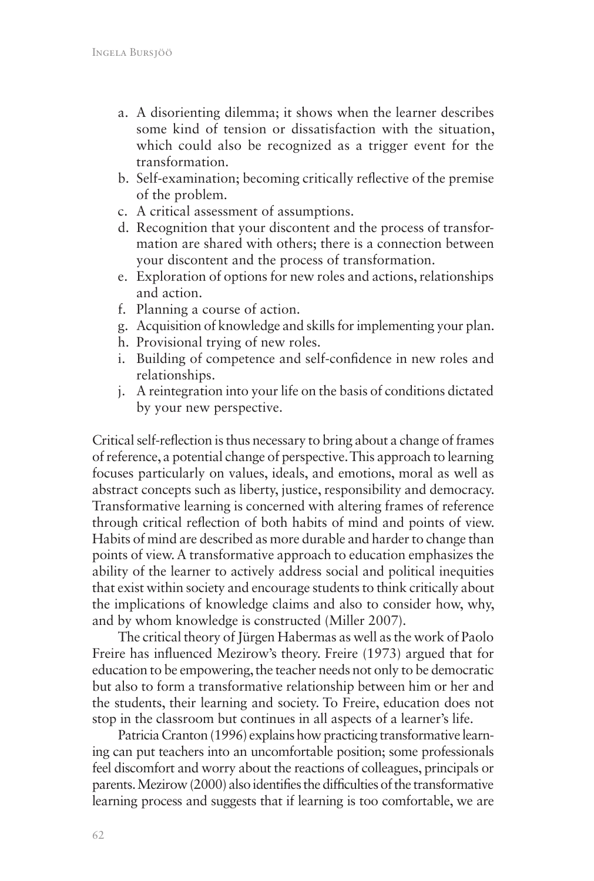a. A disorienting dilemma; it shows when the learner describes some kind of tension or dissatisfaction with the situation, which could also be recognized as a trigger event for the transformation.
b. Self-examination; becoming critically reflective of the premise of the problem.
c. A critical assessment of assumptions.
d. Recognition that your discontent and the process of transformation are shared with others; there is a connection between your discontent and the process of transformation.
e. Exploration of options for new roles and actions, relationships and action.
f. Planning a course of action.
g. Acquisition of knowledge and skills for implementing your plan.
h. Provisional trying of new roles.
i. Building of competence and self-confidence in new roles and relationships.
j. A reintegration into your life on the basis of conditions dictated by your new perspective.

Critical self-reflection is thus necessary to bring about a change of frames of reference, a potential change of perspective. This approach to learning focuses particularly on values, ideals, and emotions, moral as well as abstract concepts such as liberty, justice, responsibility and democracy. Transformative learning is concerned with altering frames of reference through critical reflection of both habits of mind and points of view. Habits of mind are described as more durable and harder to change than points of view. A transformative approach to education emphasizes the ability of the learner to actively address social and political inequities that exist within society and encourage students to think critically about the implications of knowledge claims and also to consider how, why, and by whom knowledge is constructed (Miller 2007).

The critical theory of Jürgen Habermas as well as the work of Paolo Freire has influenced Mezirow's theory. Freire (1973) argued that for education to be empowering, the teacher needs not only to be democratic but also to form a transformative relationship between him or her and the students, their learning and society. To Freire, education does not stop in the classroom but continues in all aspects of a learner's life.

Patricia Cranton (1996) explains how practicing transformative learning can put teachers into an uncomfortable position; some professionals feel discomfort and worry about the reactions of colleagues, principals or parents. Mezirow (2000) also identifies the difficulties of the transformative learning process and suggests that if learning is too comfortable, we are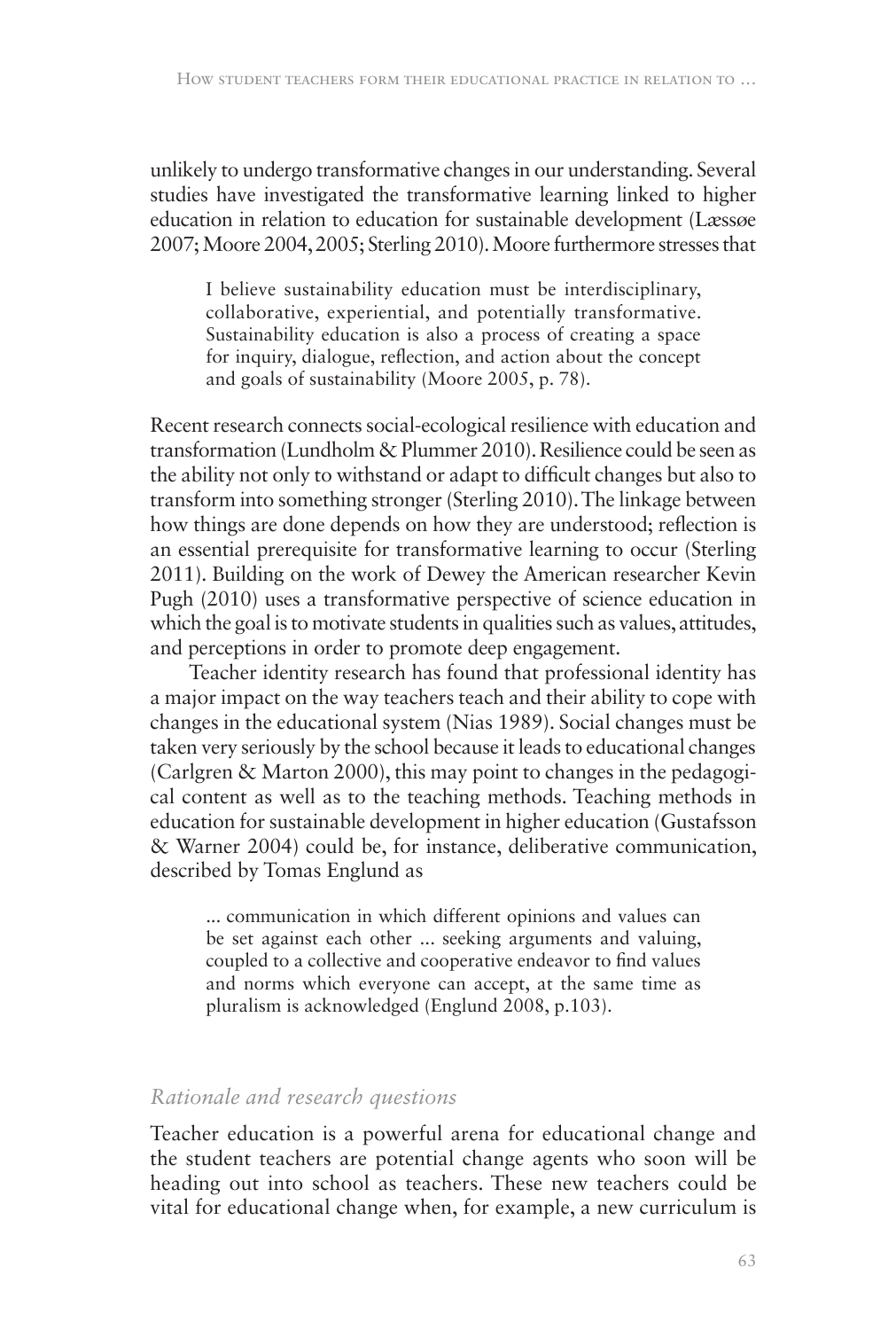unlikely to undergo transformative changes in our understanding. Several studies have investigated the transformative learning linked to higher education in relation to education for sustainable development (Læssøe 2007; Moore 2004, 2005; Sterling 2010). Moore furthermore stresses that

> I believe sustainability education must be interdisciplinary, collaborative, experiential, and potentially transformative. Sustainability education is also a process of creating a space for inquiry, dialogue, reflection, and action about the concept and goals of sustainability (Moore 2005, p. 78).

Recent research connects social-ecological resilience with education and transformation (Lundholm & Plummer 2010). Resilience could be seen as the ability not only to withstand or adapt to difficult changes but also to transform into something stronger (Sterling 2010). The linkage between how things are done depends on how they are understood; reflection is an essential prerequisite for transformative learning to occur (Sterling 2011). Building on the work of Dewey the American researcher Kevin Pugh (2010) uses a transformative perspective of science education in which the goal is to motivate students in qualities such as values, attitudes, and perceptions in order to promote deep engagement.

Teacher identity research has found that professional identity has a major impact on the way teachers teach and their ability to cope with changes in the educational system (Nias 1989). Social changes must be taken very seriously by the school because it leads to educational changes (Carlgren & Marton 2000), this may point to changes in the pedagogical content as well as to the teaching methods. Teaching methods in education for sustainable development in higher education (Gustafsson & Warner 2004) could be, for instance, deliberative communication, described by Tomas Englund as

> ... communication in which different opinions and values can be set against each other ... seeking arguments and valuing, coupled to a collective and cooperative endeavor to find values and norms which everyone can accept, at the same time as pluralism is acknowledged (Englund 2008, p.103).

### *Rationale and research questions*

Teacher education is a powerful arena for educational change and the student teachers are potential change agents who soon will be heading out into school as teachers. These new teachers could be vital for educational change when, for example, a new curriculum is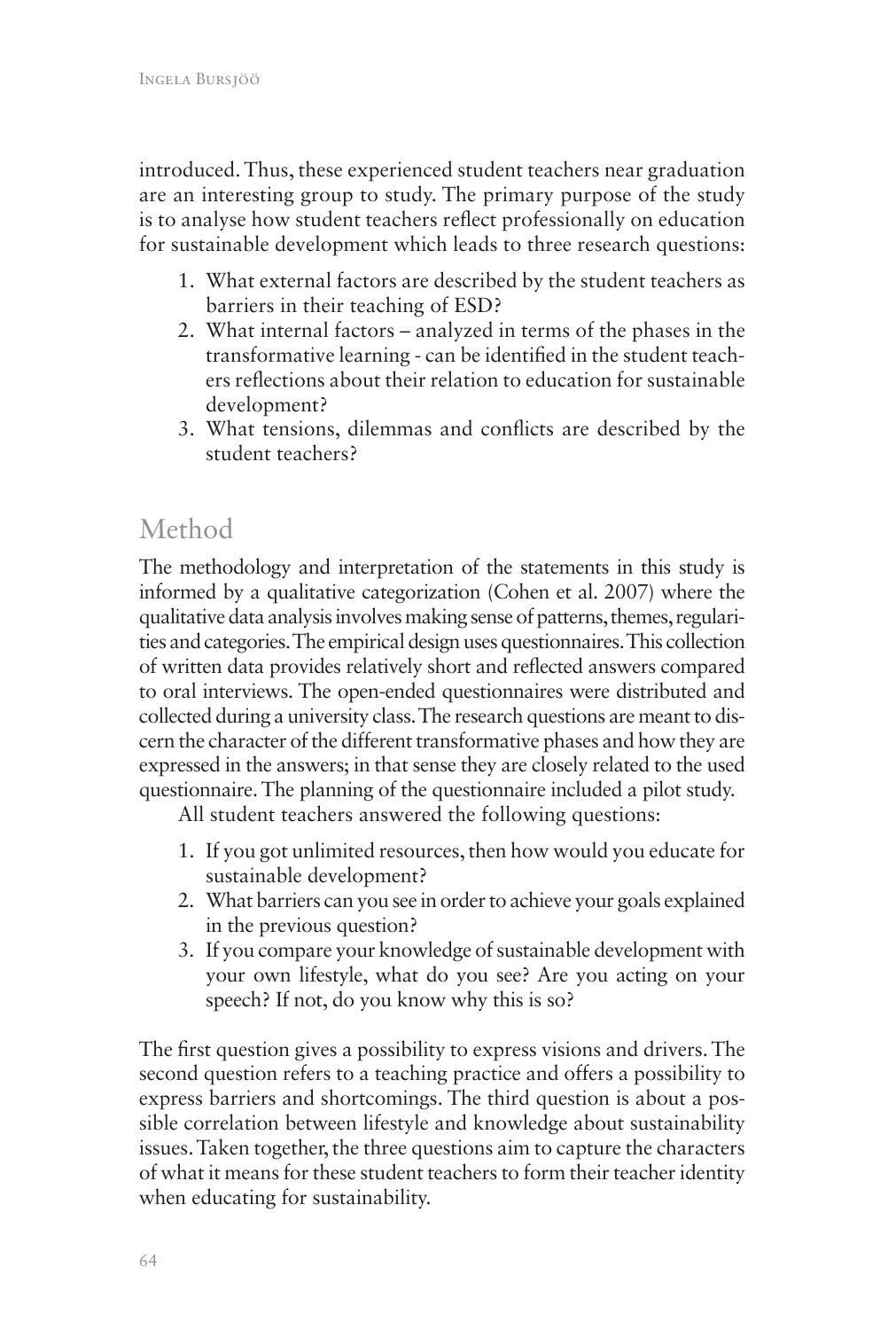introduced. Thus, these experienced student teachers near graduation are an interesting group to study. The primary purpose of the study is to analyse how student teachers reflect professionally on education for sustainable development which leads to three research questions:

1. What external factors are described by the student teachers as barriers in their teaching of ESD?
2. What internal factors – analyzed in terms of the phases in the transformative learning - can be identified in the student teachers reflections about their relation to education for sustainable development?
3. What tensions, dilemmas and conflicts are described by the student teachers?

## Method

The methodology and interpretation of the statements in this study is informed by a qualitative categorization (Cohen et al. 2007) where the qualitative data analysis involves making sense of patterns, themes, regularities and categories. The empirical design uses questionnaires. This collection of written data provides relatively short and reflected answers compared to oral interviews. The open-ended questionnaires were distributed and collected during a university class. The research questions are meant to discern the character of the different transformative phases and how they are expressed in the answers; in that sense they are closely related to the used questionnaire. The planning of the questionnaire included a pilot study.

All student teachers answered the following questions:

1. If you got unlimited resources, then how would you educate for sustainable development?
2. What barriers can you see in order to achieve your goals explained in the previous question?
3. If you compare your knowledge of sustainable development with your own lifestyle, what do you see? Are you acting on your speech? If not, do you know why this is so?

The first question gives a possibility to express visions and drivers. The second question refers to a teaching practice and offers a possibility to express barriers and shortcomings. The third question is about a possible correlation between lifestyle and knowledge about sustainability issues. Taken together, the three questions aim to capture the characters of what it means for these student teachers to form their teacher identity when educating for sustainability.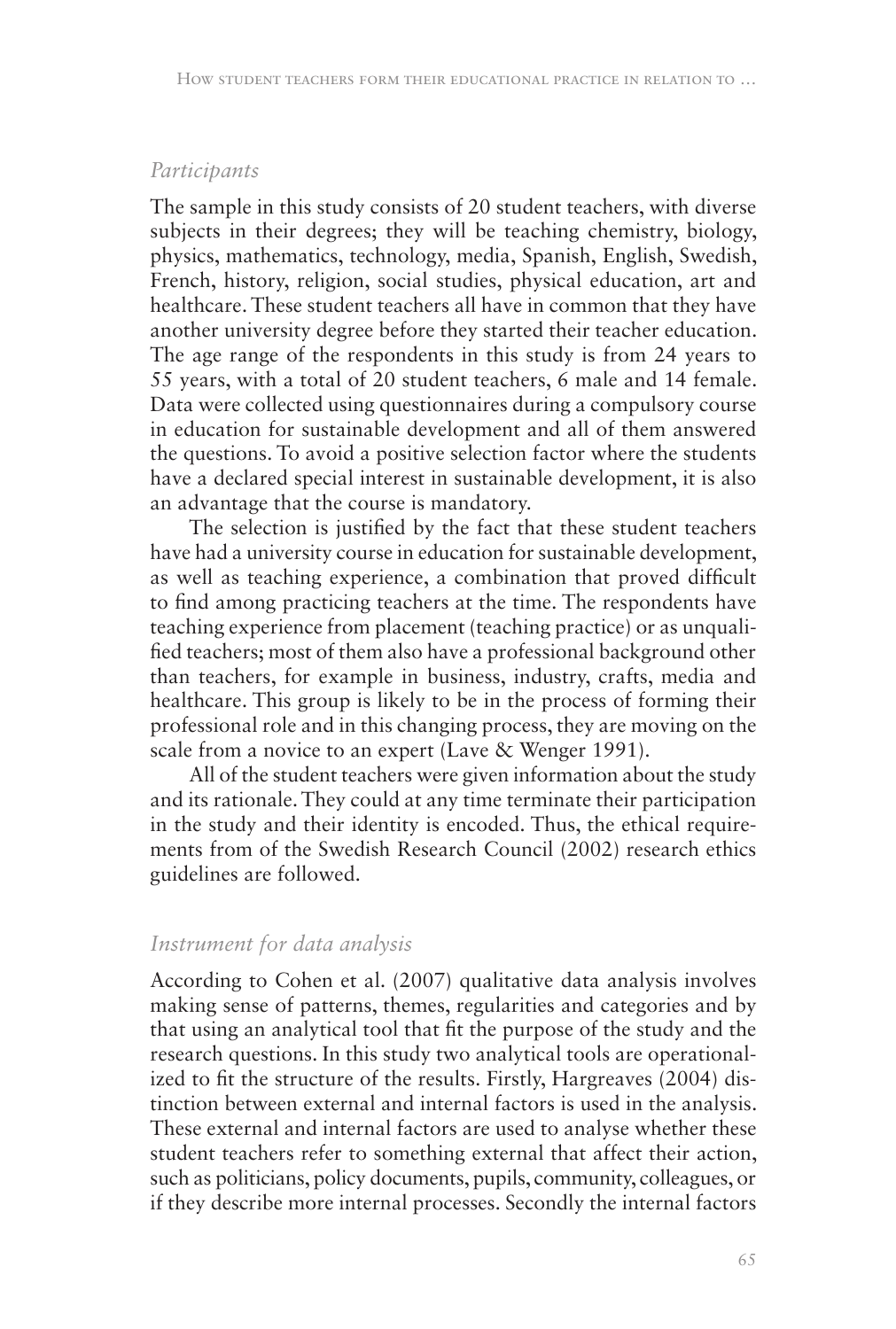### *Participants*

The sample in this study consists of 20 student teachers, with diverse subjects in their degrees; they will be teaching chemistry, biology, physics, mathematics, technology, media, Spanish, English, Swedish, French, history, religion, social studies, physical education, art and healthcare. These student teachers all have in common that they have another university degree before they started their teacher education. The age range of the respondents in this study is from 24 years to 55 years, with a total of 20 student teachers, 6 male and 14 female. Data were collected using questionnaires during a compulsory course in education for sustainable development and all of them answered the questions. To avoid a positive selection factor where the students have a declared special interest in sustainable development, it is also an advantage that the course is mandatory.

The selection is justified by the fact that these student teachers have had a university course in education for sustainable development, as well as teaching experience, a combination that proved difficult to find among practicing teachers at the time. The respondents have teaching experience from placement (teaching practice) or as unqualified teachers; most of them also have a professional background other than teachers, for example in business, industry, crafts, media and healthcare. This group is likely to be in the process of forming their professional role and in this changing process, they are moving on the scale from a novice to an expert (Lave & Wenger 1991).

All of the student teachers were given information about the study and its rationale. They could at any time terminate their participation in the study and their identity is encoded. Thus, the ethical requirements from of the Swedish Research Council (2002) research ethics guidelines are followed.

### *Instrument for data analysis*

According to Cohen et al. (2007) qualitative data analysis involves making sense of patterns, themes, regularities and categories and by that using an analytical tool that fit the purpose of the study and the research questions. In this study two analytical tools are operationalized to fit the structure of the results. Firstly, Hargreaves (2004) distinction between external and internal factors is used in the analysis. These external and internal factors are used to analyse whether these student teachers refer to something external that affect their action, such as politicians, policy documents, pupils, community, colleagues, or if they describe more internal processes. Secondly the internal factors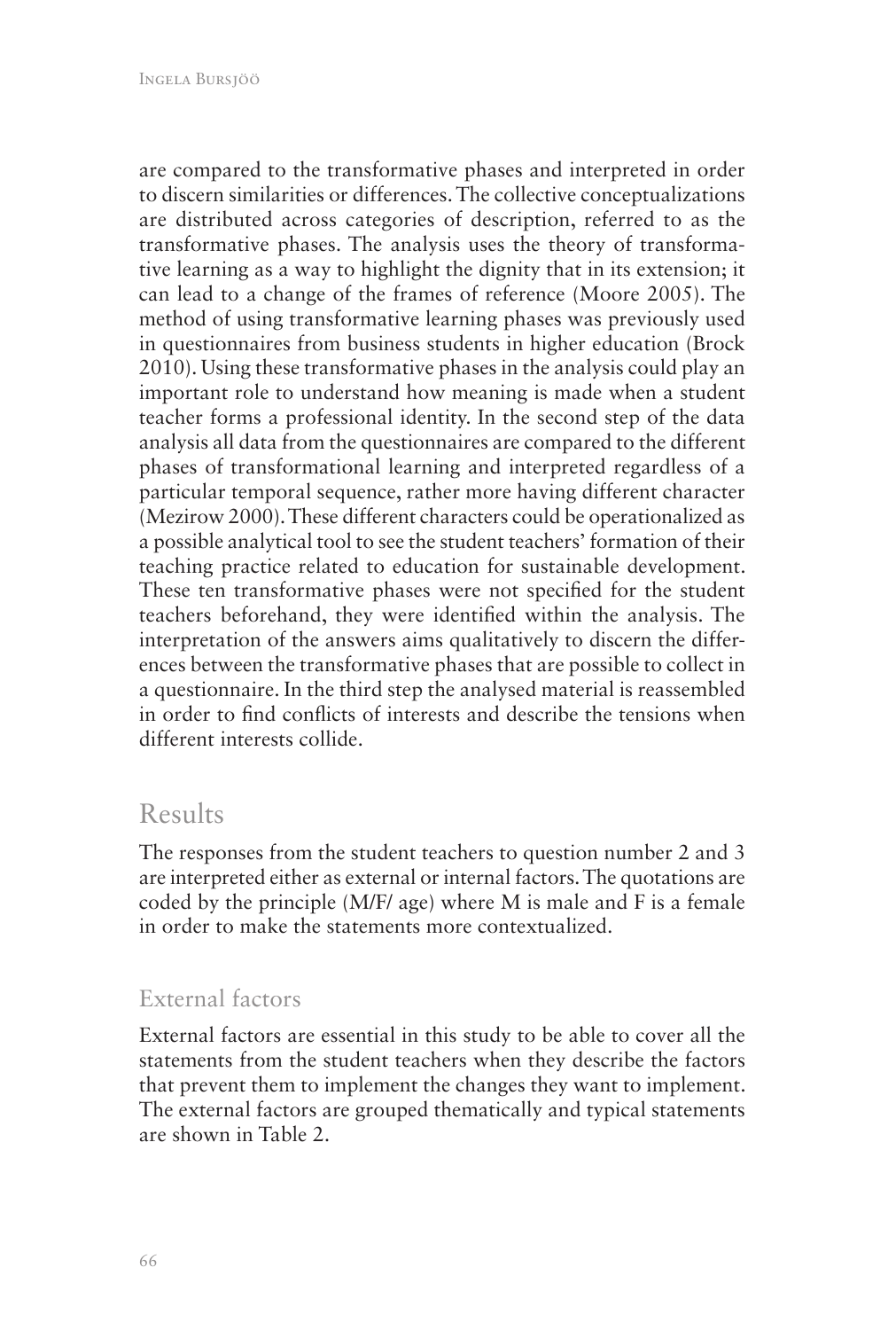are compared to the transformative phases and interpreted in order to discern similarities or differences. The collective conceptualizations are distributed across categories of description, referred to as the transformative phases. The analysis uses the theory of transformative learning as a way to highlight the dignity that in its extension; it can lead to a change of the frames of reference (Moore 2005). The method of using transformative learning phases was previously used in questionnaires from business students in higher education (Brock 2010). Using these transformative phases in the analysis could play an important role to understand how meaning is made when a student teacher forms a professional identity. In the second step of the data analysis all data from the questionnaires are compared to the different phases of transformational learning and interpreted regardless of a particular temporal sequence, rather more having different character (Mezirow 2000). These different characters could be operationalized as a possible analytical tool to see the student teachers' formation of their teaching practice related to education for sustainable development. These ten transformative phases were not specified for the student teachers beforehand, they were identified within the analysis. The interpretation of the answers aims qualitatively to discern the differences between the transformative phases that are possible to collect in a questionnaire. In the third step the analysed material is reassembled in order to find conflicts of interests and describe the tensions when different interests collide.

## Results

The responses from the student teachers to question number 2 and 3 are interpreted either as external or internal factors. The quotations are coded by the principle (M/F/ age) where M is male and F is a female in order to make the statements more contextualized.

### External factors

External factors are essential in this study to be able to cover all the statements from the student teachers when they describe the factors that prevent them to implement the changes they want to implement. The external factors are grouped thematically and typical statements are shown in Table 2.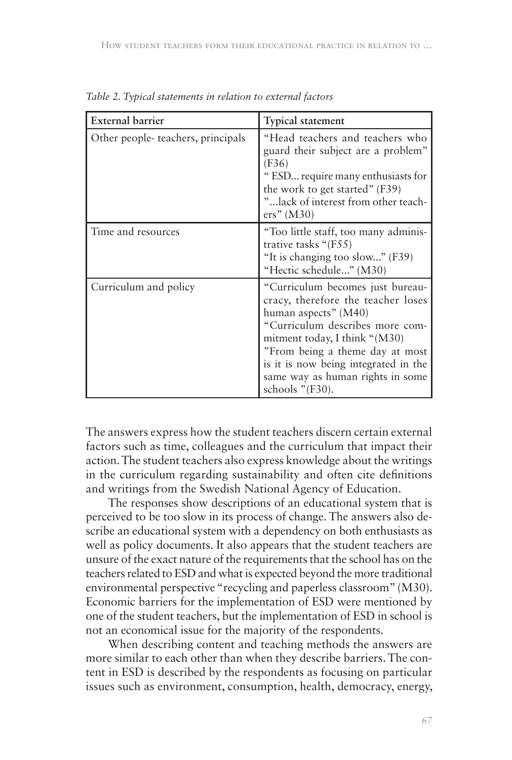*Table 2. Typical statements in relation to external factors*

| External barrier | Typical statement |
|---|---|
| Other people- teachers, principals | "Head teachers and teachers who guard their subject are a problem" (F36)<br>" ESD... require many enthusiasts for the work to get started" (F39)<br>"...lack of interest from other teachers" (M30) |
| Time and resources | "Too little staff, too many administrative tasks "(F55)<br>"It is changing too slow..." (F39)<br>"Hectic schedule..." (M30) |
| Curriculum and policy | "Curriculum becomes just bureaucracy, therefore the teacher loses human aspects" (M40)<br>"Curriculum describes more commitment today, I think "(M30)<br>"From being a theme day at most is it is now being integrated in the same way as human rights in some schools "(F30). |

The answers express how the student teachers discern certain external factors such as time, colleagues and the curriculum that impact their action. The student teachers also express knowledge about the writings in the curriculum regarding sustainability and often cite definitions and writings from the Swedish National Agency of Education.

The responses show descriptions of an educational system that is perceived to be too slow in its process of change. The answers also describe an educational system with a dependency on both enthusiasts as well as policy documents. It also appears that the student teachers are unsure of the exact nature of the requirements that the school has on the teachers related to ESD and what is expected beyond the more traditional environmental perspective "recycling and paperless classroom" (M30). Economic barriers for the implementation of ESD were mentioned by one of the student teachers, but the implementation of ESD in school is not an economical issue for the majority of the respondents.

When describing content and teaching methods the answers are more similar to each other than when they describe barriers. The content in ESD is described by the respondents as focusing on particular issues such as environment, consumption, health, democracy, energy,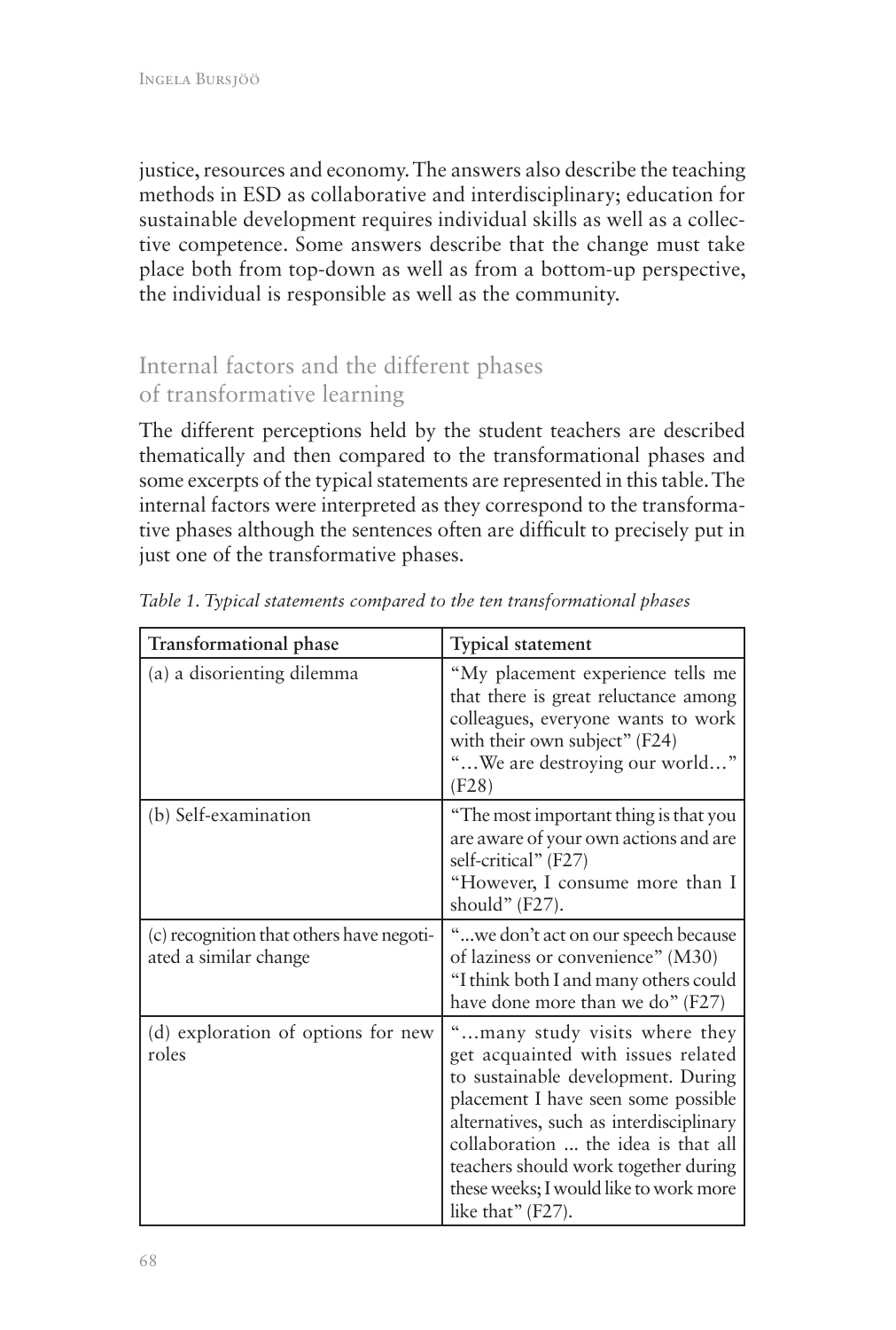justice, resources and economy. The answers also describe the teaching methods in ESD as collaborative and interdisciplinary; education for sustainable development requires individual skills as well as a collective competence. Some answers describe that the change must take place both from top-down as well as from a bottom-up perspective, the individual is responsible as well as the community.

## Internal factors and the different phases of transformative learning

The different perceptions held by the student teachers are described thematically and then compared to the transformational phases and some excerpts of the typical statements are represented in this table. The internal factors were interpreted as they correspond to the transformative phases although the sentences often are difficult to precisely put in just one of the transformative phases.

*Table 1. Typical statements compared to the ten transformational phases*

| Transformational phase | Typical statement |
|---|---|
| (a) a disorienting dilemma | "My placement experience tells me that there is great reluctance among colleagues, everyone wants to work with their own subject" (F24) "…We are destroying our world…" (F28) |
| (b) Self-examination | "The most important thing is that you are aware of your own actions and are self-critical" (F27) "However, I consume more than I should" (F27). |
| (c) recognition that others have negotiated a similar change | "...we don't act on our speech because of laziness or convenience" (M30) "I think both I and many others could have done more than we do" (F27) |
| (d) exploration of options for new roles | "…many study visits where they get acquainted with issues related to sustainable development. During placement I have seen some possible alternatives, such as interdisciplinary collaboration ... the idea is that all teachers should work together during these weeks; I would like to work more like that" (F27). |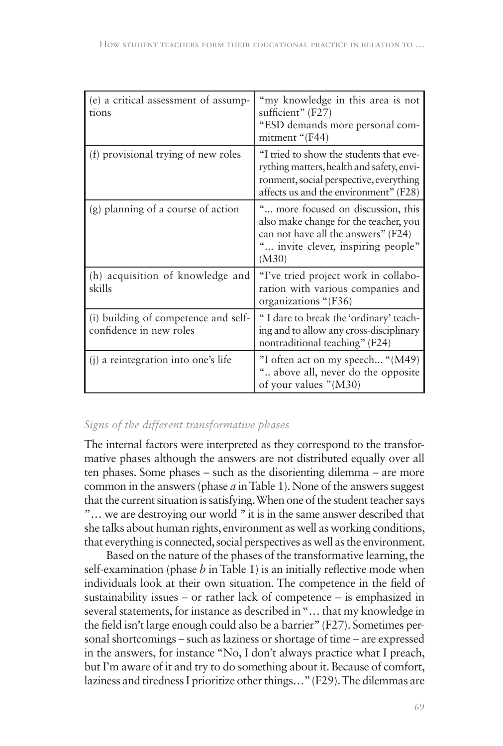| | |
|---|---|
| (e) a critical assessment of assumptions | "my knowledge in this area is not sufficient" (F27)<br>"ESD demands more personal commitment "(F44) |
| (f) provisional trying of new roles | "I tried to show the students that everything matters, health and safety, environment, social perspective, everything affects us and the environment" (F28) |
| (g) planning of a course of action | "... more focused on discussion, this also make change for the teacher, you can not have all the answers" (F24)<br>"... invite clever, inspiring people" (M30) |
| (h) acquisition of knowledge and skills | "I've tried project work in collaboration with various companies and organizations "(F36) |
| (i) building of competence and self-confidence in new roles | " I dare to break the 'ordinary' teaching and to allow any cross-disciplinary nontraditional teaching" (F24) |
| (j) a reintegration into one's life | "I often act on my speech... "(M49)<br>".. above all, never do the opposite of your values "(M30) |

*Signs of the different transformative phases*

The internal factors were interpreted as they correspond to the transformative phases although the answers are not distributed equally over all ten phases. Some phases – such as the disorienting dilemma – are more common in the answers (phase *a* in Table 1). None of the answers suggest that the current situation is satisfying. When one of the student teacher says "… we are destroying our world " it is in the same answer described that she talks about human rights, environment as well as working conditions, that everything is connected, social perspectives as well as the environment.

Based on the nature of the phases of the transformative learning, the self-examination (phase *b* in Table 1) is an initially reflective mode when individuals look at their own situation. The competence in the field of sustainability issues – or rather lack of competence – is emphasized in several statements, for instance as described in "… that my knowledge in the field isn't large enough could also be a barrier" (F27). Sometimes personal shortcomings – such as laziness or shortage of time – are expressed in the answers, for instance "No, I don't always practice what I preach, but I'm aware of it and try to do something about it. Because of comfort, laziness and tiredness I prioritize other things…" (F29). The dilemmas are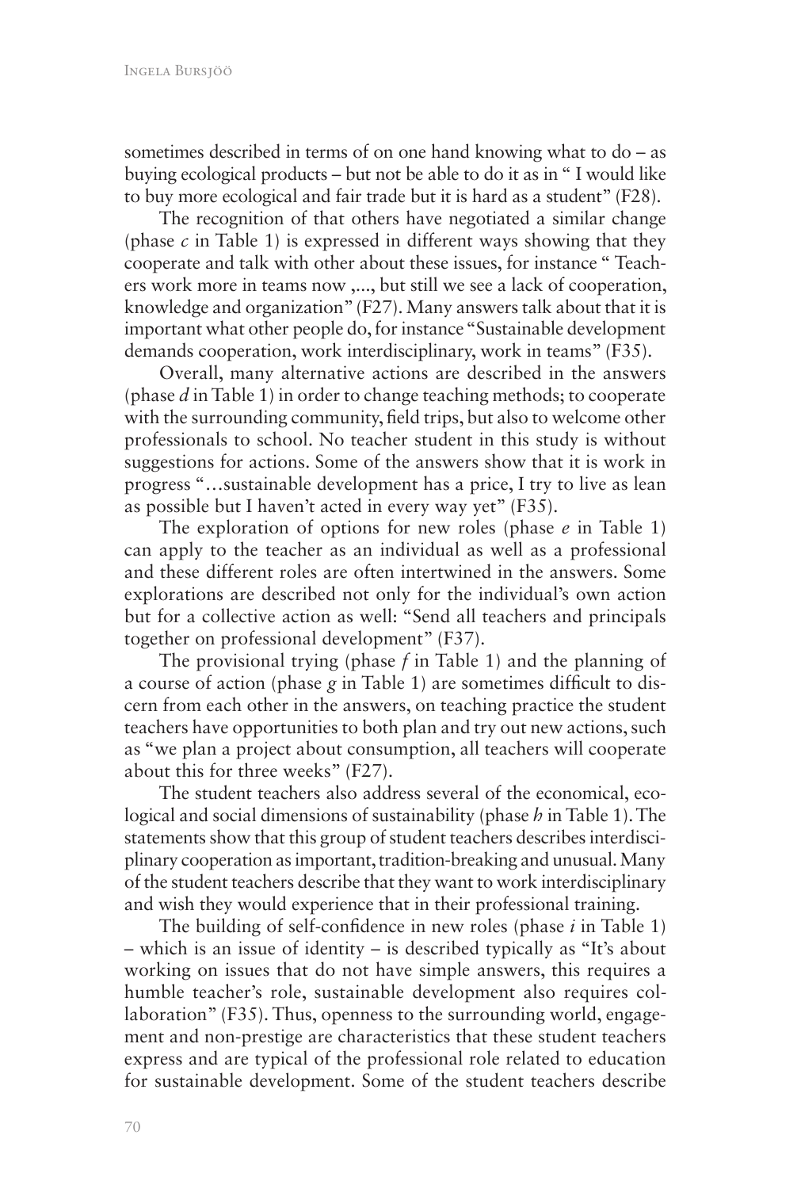sometimes described in terms of on one hand knowing what to do – as buying ecological products – but not be able to do it as in " I would like to buy more ecological and fair trade but it is hard as a student" (F28).

The recognition of that others have negotiated a similar change (phase *c* in Table 1) is expressed in different ways showing that they cooperate and talk with other about these issues, for instance " Teachers work more in teams now ,..., but still we see a lack of cooperation, knowledge and organization" (F27). Many answers talk about that it is important what other people do, for instance "Sustainable development demands cooperation, work interdisciplinary, work in teams" (F35).

Overall, many alternative actions are described in the answers (phase *d* in Table 1) in order to change teaching methods; to cooperate with the surrounding community, field trips, but also to welcome other professionals to school. No teacher student in this study is without suggestions for actions. Some of the answers show that it is work in progress "…sustainable development has a price, I try to live as lean as possible but I haven't acted in every way yet" (F35).

The exploration of options for new roles (phase *e* in Table 1) can apply to the teacher as an individual as well as a professional and these different roles are often intertwined in the answers. Some explorations are described not only for the individual's own action but for a collective action as well: "Send all teachers and principals together on professional development" (F37).

The provisional trying (phase *f* in Table 1) and the planning of a course of action (phase *g* in Table 1) are sometimes difficult to discern from each other in the answers, on teaching practice the student teachers have opportunities to both plan and try out new actions, such as "we plan a project about consumption, all teachers will cooperate about this for three weeks" (F27).

The student teachers also address several of the economical, ecological and social dimensions of sustainability (phase *h* in Table 1). The statements show that this group of student teachers describes interdisciplinary cooperation as important, tradition-breaking and unusual. Many of the student teachers describe that they want to work interdisciplinary and wish they would experience that in their professional training.

The building of self-confidence in new roles (phase *i* in Table 1) – which is an issue of identity – is described typically as "It's about working on issues that do not have simple answers, this requires a humble teacher's role, sustainable development also requires collaboration" (F35). Thus, openness to the surrounding world, engagement and non-prestige are characteristics that these student teachers express and are typical of the professional role related to education for sustainable development. Some of the student teachers describe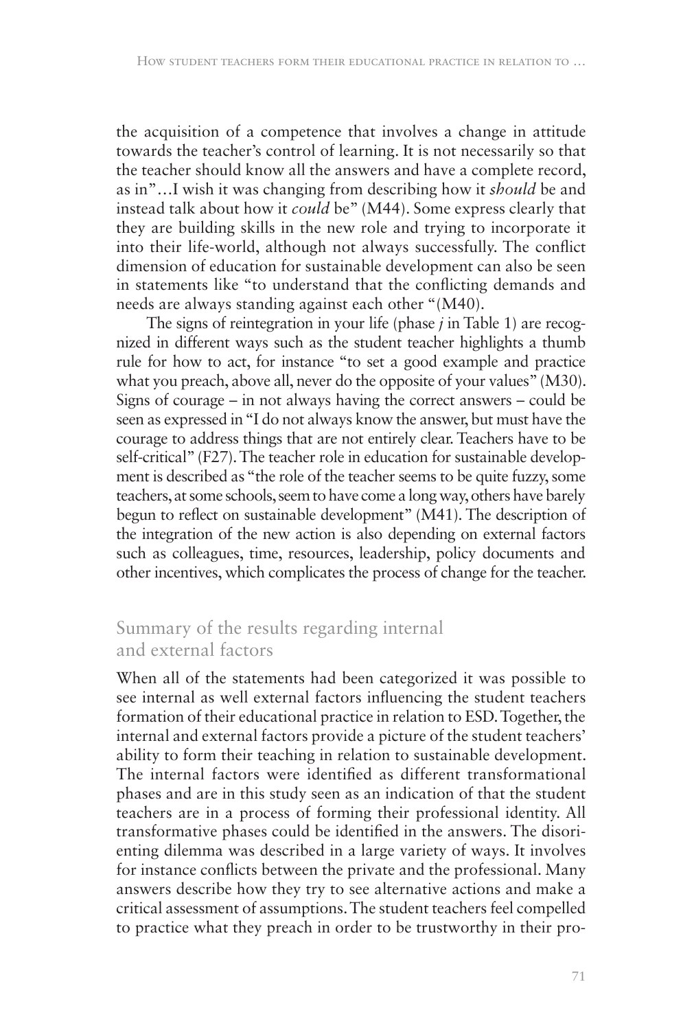the acquisition of a competence that involves a change in attitude towards the teacher's control of learning. It is not necessarily so that the teacher should know all the answers and have a complete record, as in"…I wish it was changing from describing how it *should* be and instead talk about how it *could* be" (M44). Some express clearly that they are building skills in the new role and trying to incorporate it into their life-world, although not always successfully. The conflict dimension of education for sustainable development can also be seen in statements like "to understand that the conflicting demands and needs are always standing against each other "(M40).

The signs of reintegration in your life (phase *j* in Table 1) are recognized in different ways such as the student teacher highlights a thumb rule for how to act, for instance "to set a good example and practice what you preach, above all, never do the opposite of your values" (M30). Signs of courage – in not always having the correct answers – could be seen as expressed in "I do not always know the answer, but must have the courage to address things that are not entirely clear. Teachers have to be self-critical" (F27). The teacher role in education for sustainable development is described as "the role of the teacher seems to be quite fuzzy, some teachers, at some schools, seem to have come a long way, others have barely begun to reflect on sustainable development" (M41). The description of the integration of the new action is also depending on external factors such as colleagues, time, resources, leadership, policy documents and other incentives, which complicates the process of change for the teacher.

## Summary of the results regarding internal and external factors

When all of the statements had been categorized it was possible to see internal as well external factors influencing the student teachers formation of their educational practice in relation to ESD. Together, the internal and external factors provide a picture of the student teachers' ability to form their teaching in relation to sustainable development. The internal factors were identified as different transformational phases and are in this study seen as an indication of that the student teachers are in a process of forming their professional identity. All transformative phases could be identified in the answers. The disorienting dilemma was described in a large variety of ways. It involves for instance conflicts between the private and the professional. Many answers describe how they try to see alternative actions and make a critical assessment of assumptions. The student teachers feel compelled to practice what they preach in order to be trustworthy in their pro-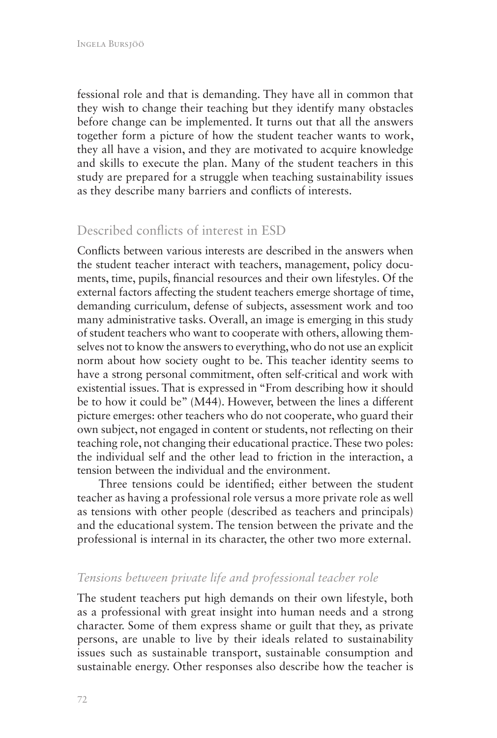fessional role and that is demanding. They have all in common that they wish to change their teaching but they identify many obstacles before change can be implemented. It turns out that all the answers together form a picture of how the student teacher wants to work, they all have a vision, and they are motivated to acquire knowledge and skills to execute the plan. Many of the student teachers in this study are prepared for a struggle when teaching sustainability issues as they describe many barriers and conflicts of interests.

## Described conflicts of interest in ESD

Conflicts between various interests are described in the answers when the student teacher interact with teachers, management, policy documents, time, pupils, financial resources and their own lifestyles. Of the external factors affecting the student teachers emerge shortage of time, demanding curriculum, defense of subjects, assessment work and too many administrative tasks. Overall, an image is emerging in this study of student teachers who want to cooperate with others, allowing themselves not to know the answers to everything, who do not use an explicit norm about how society ought to be. This teacher identity seems to have a strong personal commitment, often self-critical and work with existential issues. That is expressed in "From describing how it should be to how it could be" (M44). However, between the lines a different picture emerges: other teachers who do not cooperate, who guard their own subject, not engaged in content or students, not reflecting on their teaching role, not changing their educational practice. These two poles: the individual self and the other lead to friction in the interaction, a tension between the individual and the environment.

Three tensions could be identified; either between the student teacher as having a professional role versus a more private role as well as tensions with other people (described as teachers and principals) and the educational system. The tension between the private and the professional is internal in its character, the other two more external.

### *Tensions between private life and professional teacher role*

The student teachers put high demands on their own lifestyle, both as a professional with great insight into human needs and a strong character. Some of them express shame or guilt that they, as private persons, are unable to live by their ideals related to sustainability issues such as sustainable transport, sustainable consumption and sustainable energy. Other responses also describe how the teacher is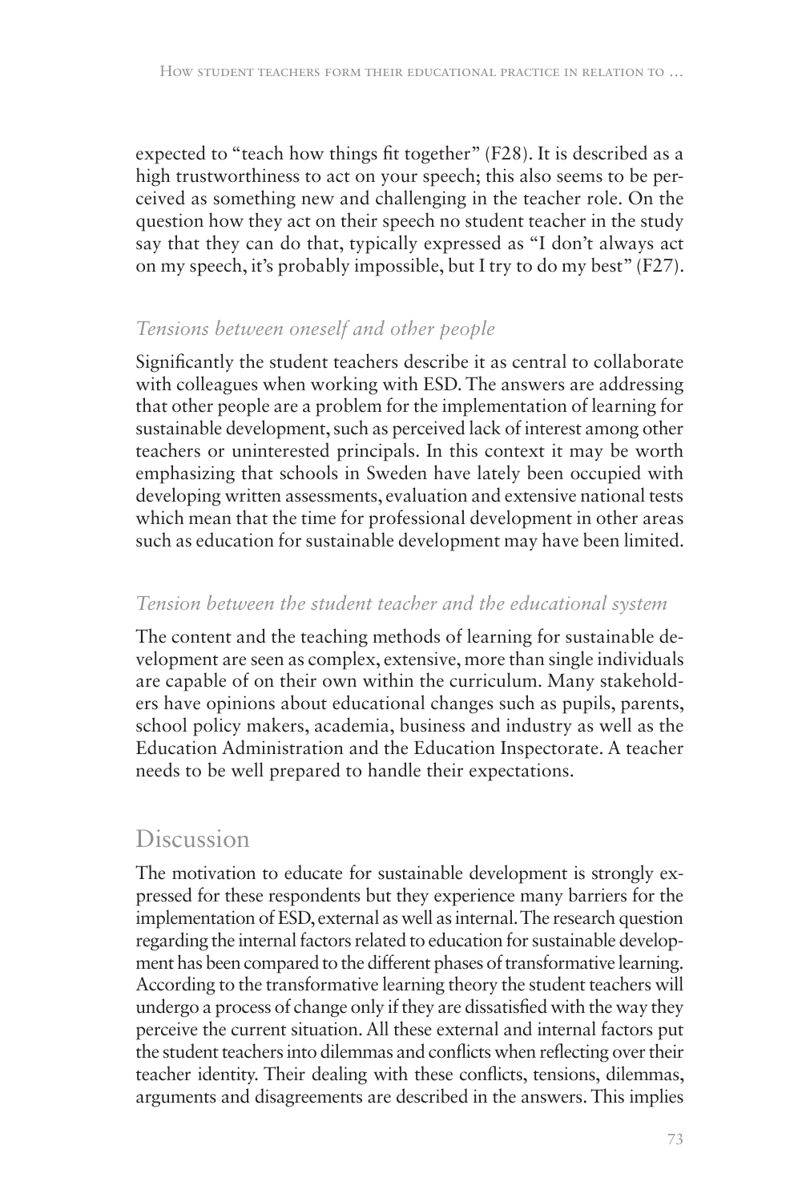expected to "teach how things fit together" (F28). It is described as a high trustworthiness to act on your speech; this also seems to be perceived as something new and challenging in the teacher role. On the question how they act on their speech no student teacher in the study say that they can do that, typically expressed as "I don't always act on my speech, it's probably impossible, but I try to do my best" (F27).

### *Tensions between oneself and other people*

Significantly the student teachers describe it as central to collaborate with colleagues when working with ESD. The answers are addressing that other people are a problem for the implementation of learning for sustainable development, such as perceived lack of interest among other teachers or uninterested principals. In this context it may be worth emphasizing that schools in Sweden have lately been occupied with developing written assessments, evaluation and extensive national tests which mean that the time for professional development in other areas such as education for sustainable development may have been limited.

### *Tension between the student teacher and the educational system*

The content and the teaching methods of learning for sustainable development are seen as complex, extensive, more than single individuals are capable of on their own within the curriculum. Many stakeholders have opinions about educational changes such as pupils, parents, school policy makers, academia, business and industry as well as the Education Administration and the Education Inspectorate. A teacher needs to be well prepared to handle their expectations.

## Discussion

The motivation to educate for sustainable development is strongly expressed for these respondents but they experience many barriers for the implementation of ESD, external as well as internal. The research question regarding the internal factors related to education for sustainable development has been compared to the different phases of transformative learning. According to the transformative learning theory the student teachers will undergo a process of change only if they are dissatisfied with the way they perceive the current situation. All these external and internal factors put the student teachers into dilemmas and conflicts when reflecting over their teacher identity. Their dealing with these conflicts, tensions, dilemmas, arguments and disagreements are described in the answers. This implies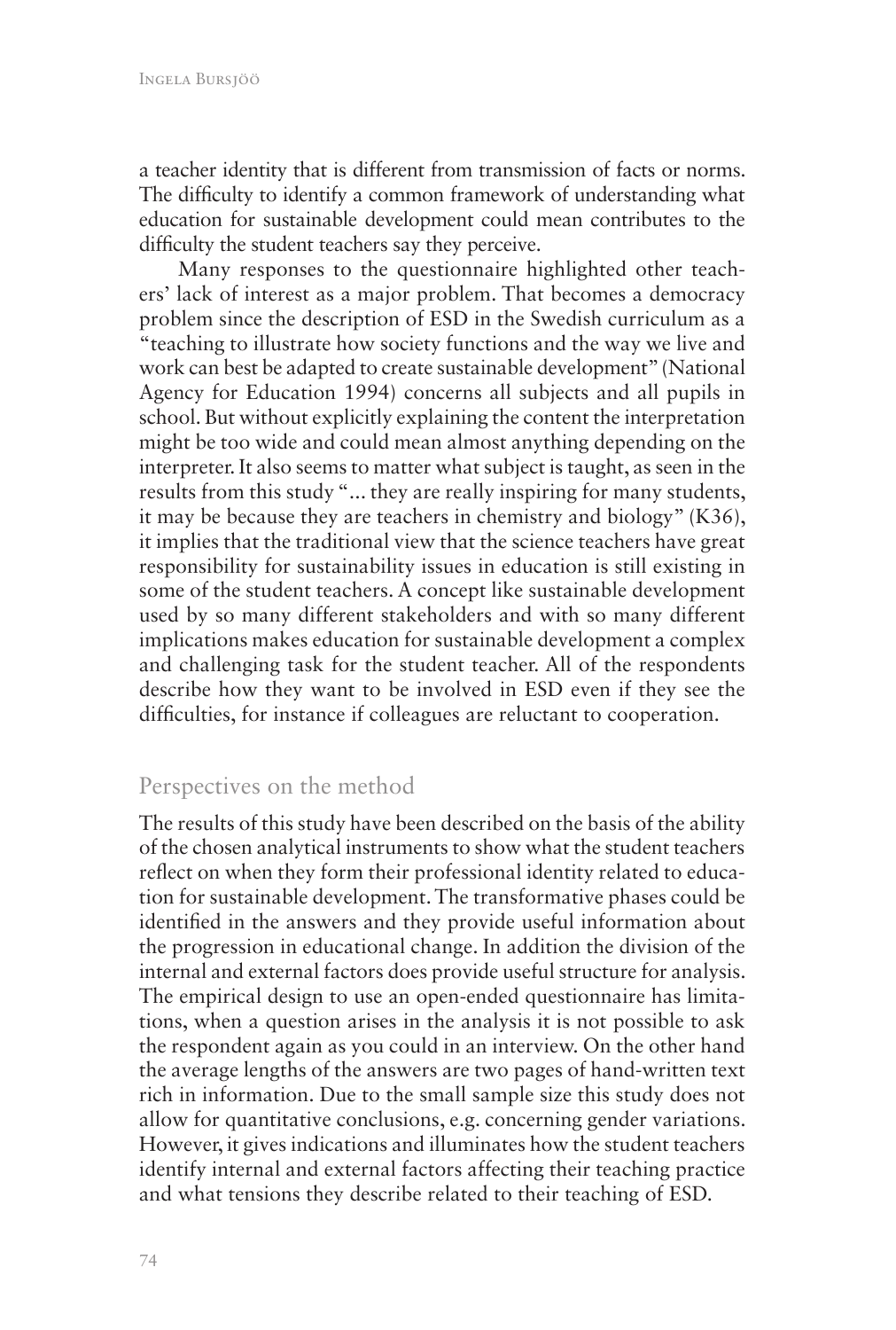a teacher identity that is different from transmission of facts or norms. The difficulty to identify a common framework of understanding what education for sustainable development could mean contributes to the difficulty the student teachers say they perceive.

Many responses to the questionnaire highlighted other teachers' lack of interest as a major problem. That becomes a democracy problem since the description of ESD in the Swedish curriculum as a "teaching to illustrate how society functions and the way we live and work can best be adapted to create sustainable development" (National Agency for Education 1994) concerns all subjects and all pupils in school. But without explicitly explaining the content the interpretation might be too wide and could mean almost anything depending on the interpreter. It also seems to matter what subject is taught, as seen in the results from this study "... they are really inspiring for many students, it may be because they are teachers in chemistry and biology" (K36), it implies that the traditional view that the science teachers have great responsibility for sustainability issues in education is still existing in some of the student teachers. A concept like sustainable development used by so many different stakeholders and with so many different implications makes education for sustainable development a complex and challenging task for the student teacher. All of the respondents describe how they want to be involved in ESD even if they see the difficulties, for instance if colleagues are reluctant to cooperation.

## Perspectives on the method

The results of this study have been described on the basis of the ability of the chosen analytical instruments to show what the student teachers reflect on when they form their professional identity related to education for sustainable development. The transformative phases could be identified in the answers and they provide useful information about the progression in educational change. In addition the division of the internal and external factors does provide useful structure for analysis. The empirical design to use an open-ended questionnaire has limitations, when a question arises in the analysis it is not possible to ask the respondent again as you could in an interview. On the other hand the average lengths of the answers are two pages of hand-written text rich in information. Due to the small sample size this study does not allow for quantitative conclusions, e.g. concerning gender variations. However, it gives indications and illuminates how the student teachers identify internal and external factors affecting their teaching practice and what tensions they describe related to their teaching of ESD.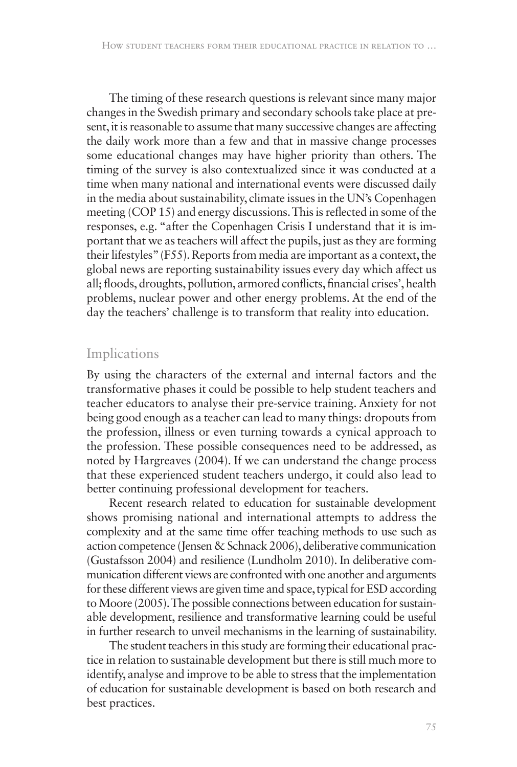The timing of these research questions is relevant since many major changes in the Swedish primary and secondary schools take place at present, it is reasonable to assume that many successive changes are affecting the daily work more than a few and that in massive change processes some educational changes may have higher priority than others. The timing of the survey is also contextualized since it was conducted at a time when many national and international events were discussed daily in the media about sustainability, climate issues in the UN's Copenhagen meeting (COP 15) and energy discussions. This is reflected in some of the responses, e.g. "after the Copenhagen Crisis I understand that it is important that we as teachers will affect the pupils, just as they are forming their lifestyles" (F55). Reports from media are important as a context, the global news are reporting sustainability issues every day which affect us all; floods, droughts, pollution, armored conflicts, financial crises', health problems, nuclear power and other energy problems. At the end of the day the teachers' challenge is to transform that reality into education.

## Implications

By using the characters of the external and internal factors and the transformative phases it could be possible to help student teachers and teacher educators to analyse their pre-service training. Anxiety for not being good enough as a teacher can lead to many things: dropouts from the profession, illness or even turning towards a cynical approach to the profession. These possible consequences need to be addressed, as noted by Hargreaves (2004). If we can understand the change process that these experienced student teachers undergo, it could also lead to better continuing professional development for teachers.

Recent research related to education for sustainable development shows promising national and international attempts to address the complexity and at the same time offer teaching methods to use such as action competence (Jensen & Schnack 2006), deliberative communication (Gustafsson 2004) and resilience (Lundholm 2010). In deliberative communication different views are confronted with one another and arguments for these different views are given time and space, typical for ESD according to Moore (2005). The possible connections between education for sustainable development, resilience and transformative learning could be useful in further research to unveil mechanisms in the learning of sustainability.

The student teachers in this study are forming their educational practice in relation to sustainable development but there is still much more to identify, analyse and improve to be able to stress that the implementation of education for sustainable development is based on both research and best practices.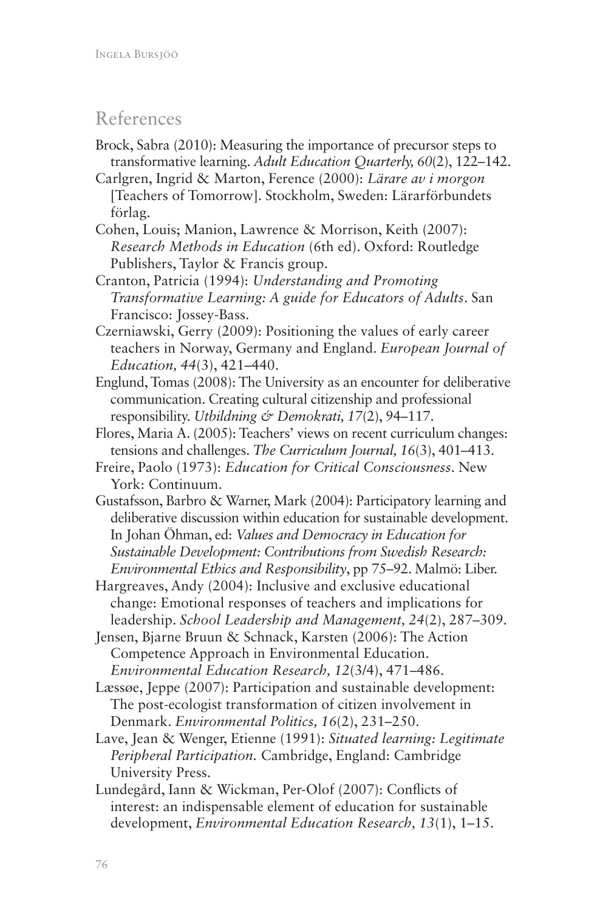## References

Brock, Sabra (2010): Measuring the importance of precursor steps to transformative learning. *Adult Education Quarterly, 60*(2), 122–142.

Carlgren, Ingrid & Marton, Ference (2000): *Lärare av i morgon* [Teachers of Tomorrow]. Stockholm, Sweden: Lärarförbundets förlag.

Cohen, Louis; Manion, Lawrence & Morrison, Keith (2007): *Research Methods in Education* (6th ed). Oxford: Routledge Publishers, Taylor & Francis group.

Cranton, Patricia (1994): *Understanding and Promoting Transformative Learning: A guide for Educators of Adults*. San Francisco: Jossey-Bass.

Czerniawski, Gerry (2009): Positioning the values of early career teachers in Norway, Germany and England. *European Journal of Education, 44*(3), 421–440.

Englund, Tomas (2008): The University as an encounter for deliberative communication. Creating cultural citizenship and professional responsibility. *Utbildning & Demokrati, 17*(2), 94–117.

Flores, Maria A. (2005): Teachers' views on recent curriculum changes: tensions and challenges. *The Curriculum Journal, 16*(3), 401–413.

Freire, Paolo (1973): *Education for Critical Consciousness*. New York: Continuum.

Gustafsson, Barbro & Warner, Mark (2004): Participatory learning and deliberative discussion within education for sustainable development. In Johan Öhman, ed: *Values and Democracy in Education for Sustainable Development: Contributions from Swedish Research: Environmental Ethics and Responsibility*, pp 75–92. Malmö: Liber.

Hargreaves, Andy (2004): Inclusive and exclusive educational change: Emotional responses of teachers and implications for leadership. *School Leadership and Management, 24*(2), 287–309.

Jensen, Bjarne Bruun & Schnack, Karsten (2006): The Action Competence Approach in Environmental Education. *Environmental Education Research, 12*(3/4), 471–486.

Læssøe, Jeppe (2007): Participation and sustainable development: The post-ecologist transformation of citizen involvement in Denmark. *Environmental Politics, 16*(2), 231–250.

Lave, Jean & Wenger, Etienne (1991): *Situated learning: Legitimate Peripheral Participation.* Cambridge, England: Cambridge University Press.

Lundegård, Iann & Wickman, Per-Olof (2007): Conflicts of interest: an indispensable element of education for sustainable development, *Environmental Education Research, 13*(1), 1–15.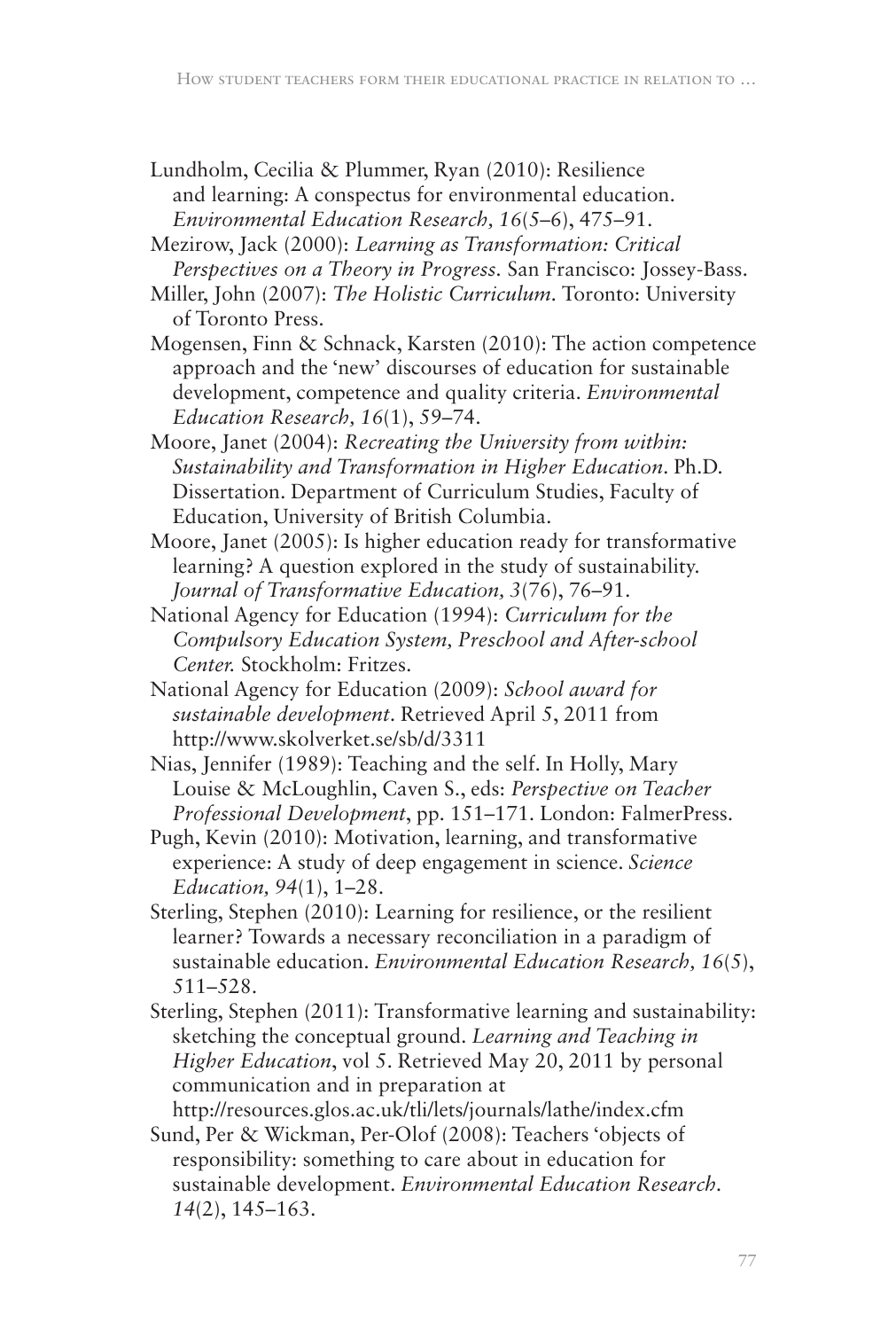Lundholm, Cecilia & Plummer, Ryan (2010): Resilience and learning: A conspectus for environmental education. *Environmental Education Research, 16*(5–6), 475–91.

Mezirow, Jack (2000): *Learning as Transformation: Critical Perspectives on a Theory in Progress.* San Francisco: Jossey-Bass.

Miller, John (2007): *The Holistic Curriculum.* Toronto: University of Toronto Press.

Mogensen, Finn & Schnack, Karsten (2010): The action competence approach and the 'new' discourses of education for sustainable development, competence and quality criteria. *Environmental Education Research, 16*(1), 59–74.

Moore, Janet (2004): *Recreating the University from within: Sustainability and Transformation in Higher Education.* Ph.D. Dissertation. Department of Curriculum Studies, Faculty of Education, University of British Columbia.

Moore, Janet (2005): Is higher education ready for transformative learning? A question explored in the study of sustainability. *Journal of Transformative Education, 3*(76), 76–91.

National Agency for Education (1994): *Curriculum for the Compulsory Education System, Preschool and After-school Center.* Stockholm: Fritzes.

National Agency for Education (2009): *School award for sustainable development*. Retrieved April 5, 2011 from http://www.skolverket.se/sb/d/3311

Nias, Jennifer (1989): Teaching and the self. In Holly, Mary Louise & McLoughlin, Caven S., eds: *Perspective on Teacher Professional Development*, pp. 151–171. London: FalmerPress.

Pugh, Kevin (2010): Motivation, learning, and transformative experience: A study of deep engagement in science. *Science Education, 94*(1), 1–28.

Sterling, Stephen (2010): Learning for resilience, or the resilient learner? Towards a necessary reconciliation in a paradigm of sustainable education. *Environmental Education Research, 16*(5), 511–528.

Sterling, Stephen (2011): Transformative learning and sustainability: sketching the conceptual ground. *Learning and Teaching in Higher Education*, vol 5. Retrieved May 20, 2011 by personal communication and in preparation at http://resources.glos.ac.uk/tli/lets/journals/lathe/index.cfm

Sund, Per & Wickman, Per-Olof (2008): Teachers 'objects of responsibility: something to care about in education for sustainable development. *Environmental Education Research. 14*(2), 145–163.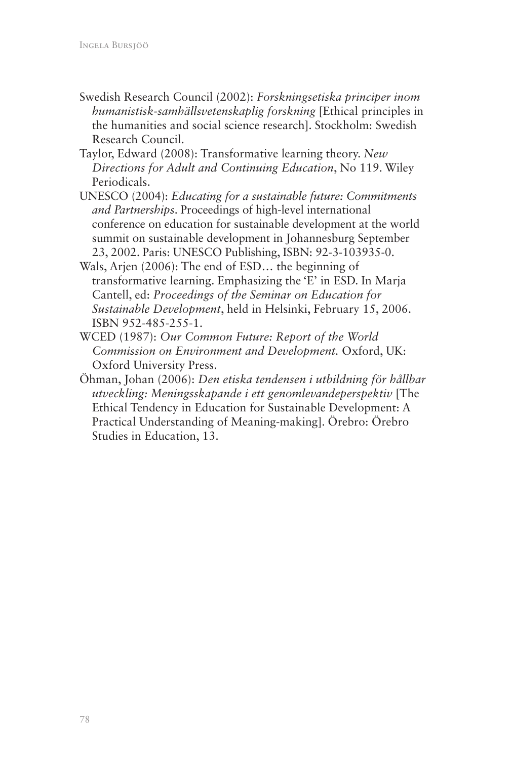Swedish Research Council (2002): *Forskningsetiska principer inom humanistisk-samhällsvetenskaplig forskning* [Ethical principles in the humanities and social science research]. Stockholm: Swedish Research Council.

Taylor, Edward (2008): Transformative learning theory. *New Directions for Adult and Continuing Education*, No 119. Wiley Periodicals.

UNESCO (2004): *Educating for a sustainable future: Commitments and Partnerships*. Proceedings of high-level international conference on education for sustainable development at the world summit on sustainable development in Johannesburg September 23, 2002. Paris: UNESCO Publishing, ISBN: 92-3-103935-0.

Wals, Arjen (2006): The end of ESD… the beginning of transformative learning. Emphasizing the 'E' in ESD. In Marja Cantell, ed: *Proceedings of the Seminar on Education for Sustainable Development*, held in Helsinki, February 15, 2006. ISBN 952-485-255-1.

WCED (1987): *Our Common Future: Report of the World Commission on Environment and Development.* Oxford, UK: Oxford University Press.

Öhman, Johan (2006): *Den etiska tendensen i utbildning för hållbar utveckling: Meningsskapande i ett genomlevandeperspektiv* [The Ethical Tendency in Education for Sustainable Development: A Practical Understanding of Meaning-making]. Örebro: Örebro Studies in Education, 13.